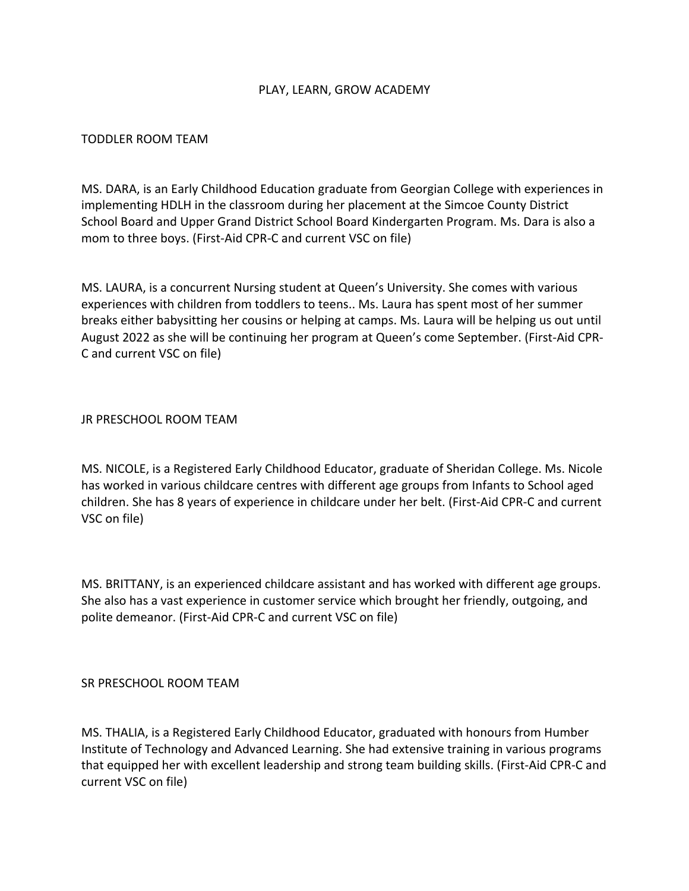# PLAY, LEARN, GROW ACADEMY

## TODDLER ROOM TEAM

MS. DARA, is an Early Childhood Education graduate from Georgian College with experiences in implementing HDLH in the classroom during her placement at the Simcoe County District School Board and Upper Grand District School Board Kindergarten Program. Ms. Dara is also a mom to three boys. (First-Aid CPR-C and current VSC on file)

MS. LAURA, is a concurrent Nursing student at Queen's University. She comes with various experiences with children from toddlers to teens.. Ms. Laura has spent most of her summer breaks either babysitting her cousins or helping at camps. Ms. Laura will be helping us out until August 2022 as she will be continuing her program at Queen's come September. (First-Aid CPR-C and current VSC on file)

## JR PRESCHOOL ROOM TEAM

MS. NICOLE, is a Registered Early Childhood Educator, graduate of Sheridan College. Ms. Nicole has worked in various childcare centres with different age groups from Infants to School aged children. She has 8 years of experience in childcare under her belt. (First-Aid CPR-C and current VSC on file)

MS. BRITTANY, is an experienced childcare assistant and has worked with different age groups. She also has a vast experience in customer service which brought her friendly, outgoing, and polite demeanor. (First-Aid CPR-C and current VSC on file)

## SR PRESCHOOL ROOM TEAM

MS. THALIA, is a Registered Early Childhood Educator, graduated with honours from Humber Institute of Technology and Advanced Learning. She had extensive training in various programs that equipped her with excellent leadership and strong team building skills. (First-Aid CPR-C and current VSC on file)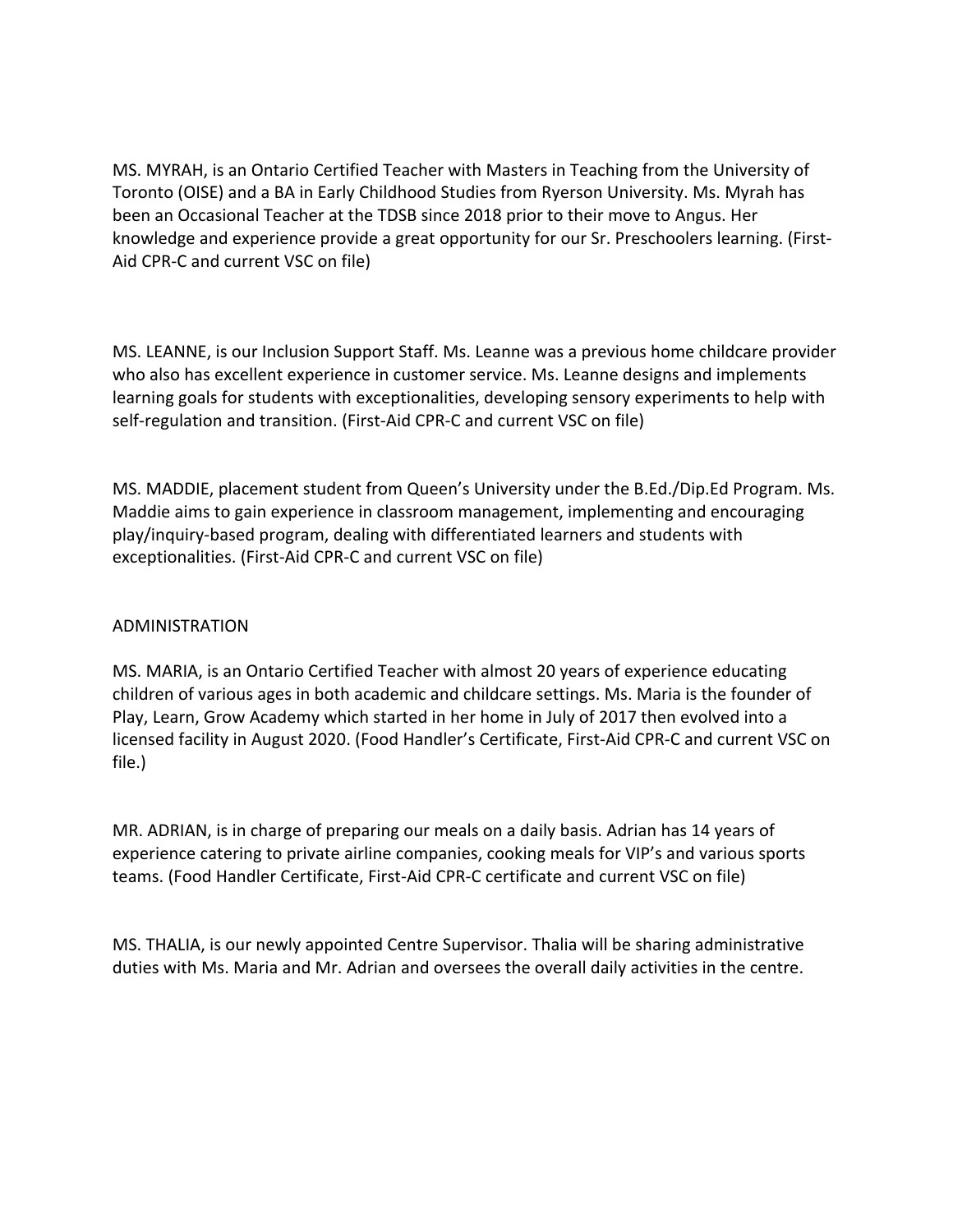MS. MYRAH, is an Ontario Certified Teacher with Masters in Teaching from the University of Toronto (OISE) and a BA in Early Childhood Studies from Ryerson University. Ms. Myrah has been an Occasional Teacher at the TDSB since 2018 prior to their move to Angus. Her knowledge and experience provide a great opportunity for our Sr. Preschoolers learning. (First-Aid CPR-C and current VSC on file)

MS. LEANNE, is our Inclusion Support Staff. Ms. Leanne was a previous home childcare provider who also has excellent experience in customer service. Ms. Leanne designs and implements learning goals for students with exceptionalities, developing sensory experiments to help with self-regulation and transition. (First-Aid CPR-C and current VSC on file)

MS. MADDIE, placement student from Queen's University under the B.Ed./Dip.Ed Program. Ms. Maddie aims to gain experience in classroom management, implementing and encouraging play/inquiry-based program, dealing with differentiated learners and students with exceptionalities. (First-Aid CPR-C and current VSC on file)

## ADMINISTRATION

MS. MARIA, is an Ontario Certified Teacher with almost 20 years of experience educating children of various ages in both academic and childcare settings. Ms. Maria is the founder of Play, Learn, Grow Academy which started in her home in July of 2017 then evolved into a licensed facility in August 2020. (Food Handler's Certificate, First-Aid CPR-C and current VSC on file.)

MR. ADRIAN, is in charge of preparing our meals on a daily basis. Adrian has 14 years of experience catering to private airline companies, cooking meals for VIP's and various sports teams. (Food Handler Certificate, First-Aid CPR-C certificate and current VSC on file)

MS. THALIA, is our newly appointed Centre Supervisor. Thalia will be sharing administrative duties with Ms. Maria and Mr. Adrian and oversees the overall daily activities in the centre.